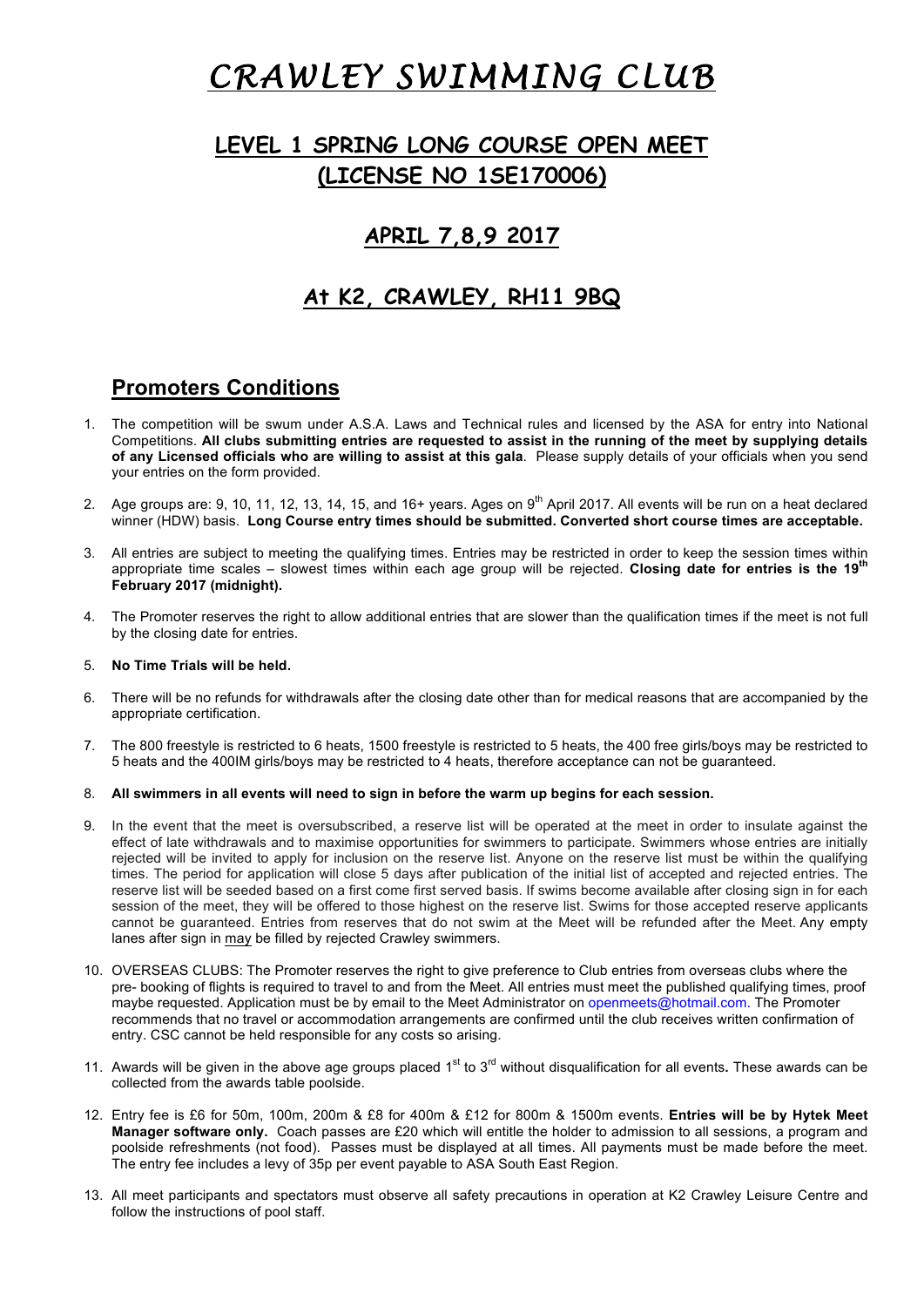# CRAWLEY SWIMMING CLUB

## LEVEL 1 SPRING LONG COURSE OPEN MEET (LICENSE NO 1SE170006)

## APRIL 7,8,9 2017

## At K2, CRAWLEY, RH11 9BQ

## Promoters Conditions

1. The competition will be swum under A.S.A. Laws and Technical rules and licensed by the ASA for entry into National Competitions. **All clubs submitting entries are requested to assist in the running of the meet by supplying details of any Licensed officials who are willing to assist at this gala**. Please supply details of your officials when you send your entries on the form provided.

2. Age groups are: 9, 10, 11, 12, 13, 14, 15, and 16+ years. Ages on 9th April 2017. All events will be run on a heat declared winner (HDW) basis. **Long Course entry times should be submitted. Converted short course times are acceptable.**

3. All entries are subject to meeting the qualifying times. Entries may be restricted in order to keep the session times within appropriate time scales – slowest times within each age group will be rejected. **Closing date for entries is the 19th February 2017 (midnight).**

4. The Promoter reserves the right to allow additional entries that are slower than the qualification times if the meet is not full by the closing date for entries.

5. **No Time Trials will be held.**

6. There will be no refunds for withdrawals after the closing date other than for medical reasons that are accompanied by the appropriate certification.

7. The 800 freestyle is restricted to 6 heats, 1500 freestyle is restricted to 5 heats, the 400 free girls/boys may be restricted to 5 heats and the 400IM girls/boys may be restricted to 4 heats, therefore acceptance can not be guaranteed.

8. **All swimmers in all events will need to sign in before the warm up begins for each session.**

9. In the event that the meet is oversubscribed, a reserve list will be operated at the meet in order to insulate against the effect of late withdrawals and to maximise opportunities for swimmers to participate. Swimmers whose entries are initially rejected will be invited to apply for inclusion on the reserve list. Anyone on the reserve list must be within the qualifying times. The period for application will close 5 days after publication of the initial list of accepted and rejected entries. The reserve list will be seeded based on a first come first served basis. If swims become available after closing sign in for each session of the meet, they will be offered to those highest on the reserve list. Swims for those accepted reserve applicants cannot be guaranteed. Entries from reserves that do not swim at the Meet will be refunded after the Meet. Any empty lanes after sign in may be filled by rejected Crawley swimmers.

10. OVERSEAS CLUBS: The Promoter reserves the right to give preference to Club entries from overseas clubs where the pre- booking of flights is required to travel to and from the Meet. All entries must meet the published qualifying times, proof maybe requested. Application must be by email to the Meet Administrator on openmeets@hotmail.com. The Promoter recommends that no travel or accommodation arrangements are confirmed until the club receives written confirmation of entry. CSC cannot be held responsible for any costs so arising.

11. Awards will be given in the above age groups placed 1st to 3rd without disqualification for all events**.** These awards can be collected from the awards table poolside.

12. Entry fee is £6 for 50m, 100m, 200m & £8 for 400m & £12 for 800m & 1500m events. **Entries will be by Hytek Meet Manager software only.** Coach passes are £20 which will entitle the holder to admission to all sessions, a program and poolside refreshments (not food). Passes must be displayed at all times. All payments must be made before the meet. The entry fee includes a levy of 35p per event payable to ASA South East Region.

13. All meet participants and spectators must observe all safety precautions in operation at K2 Crawley Leisure Centre and follow the instructions of pool staff.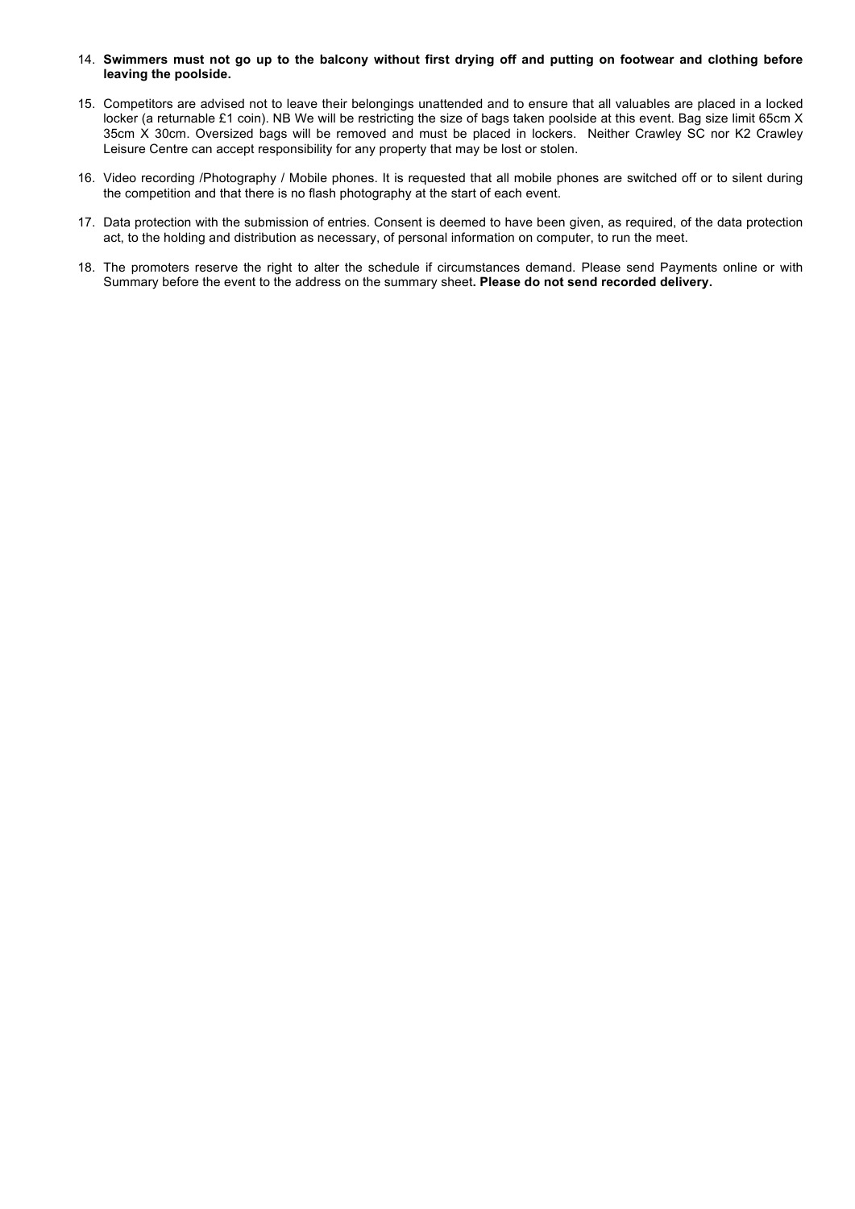14. **Swimmers must not go up to the balcony without first drying off and putting on footwear and clothing before leaving the poolside.**

15. Competitors are advised not to leave their belongings unattended and to ensure that all valuables are placed in a locked locker (a returnable £1 coin). NB We will be restricting the size of bags taken poolside at this event. Bag size limit 65cm X 35cm X 30cm. Oversized bags will be removed and must be placed in lockers. Neither Crawley SC nor K2 Crawley Leisure Centre can accept responsibility for any property that may be lost or stolen.

16. Video recording /Photography / Mobile phones. It is requested that all mobile phones are switched off or to silent during the competition and that there is no flash photography at the start of each event.

17. Data protection with the submission of entries. Consent is deemed to have been given, as required, of the data protection act, to the holding and distribution as necessary, of personal information on computer, to run the meet.

18. The promoters reserve the right to alter the schedule if circumstances demand. Please send Payments online or with Summary before the event to the address on the summary sheet**. Please do not send recorded delivery.**